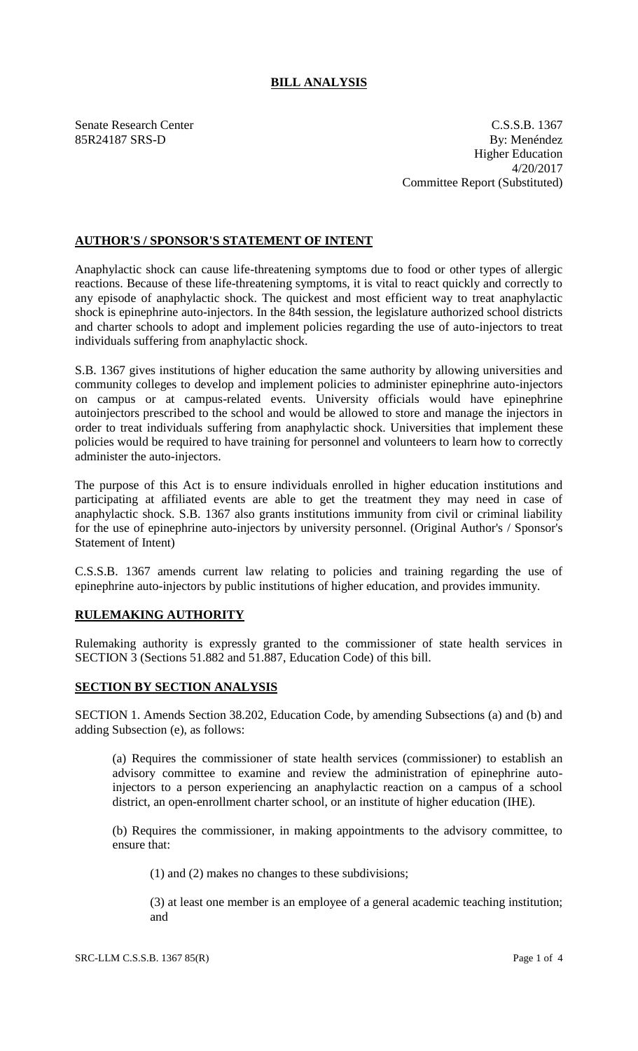# BILL ANALYSIS

Senate Research Center
85R24187 SRS-D

C.S.S.B. 1367
By: Menéndez
Higher Education
4/20/2017
Committee Report (Substituted)

## AUTHOR'S / SPONSOR'S STATEMENT OF INTENT

Anaphylactic shock can cause life-threatening symptoms due to food or other types of allergic reactions. Because of these life-threatening symptoms, it is vital to react quickly and correctly to any episode of anaphylactic shock. The quickest and most efficient way to treat anaphylactic shock is epinephrine auto-injectors. In the 84th session, the legislature authorized school districts and charter schools to adopt and implement policies regarding the use of auto-injectors to treat individuals suffering from anaphylactic shock.

S.B. 1367 gives institutions of higher education the same authority by allowing universities and community colleges to develop and implement policies to administer epinephrine auto-injectors on campus or at campus-related events. University officials would have epinephrine autoinjectors prescribed to the school and would be allowed to store and manage the injectors in order to treat individuals suffering from anaphylactic shock. Universities that implement these policies would be required to have training for personnel and volunteers to learn how to correctly administer the auto-injectors.

The purpose of this Act is to ensure individuals enrolled in higher education institutions and participating at affiliated events are able to get the treatment they may need in case of anaphylactic shock. S.B. 1367 also grants institutions immunity from civil or criminal liability for the use of epinephrine auto-injectors by university personnel. (Original Author's / Sponsor's Statement of Intent)

C.S.S.B. 1367 amends current law relating to policies and training regarding the use of epinephrine auto-injectors by public institutions of higher education, and provides immunity.

## RULEMAKING AUTHORITY

Rulemaking authority is expressly granted to the commissioner of state health services in SECTION 3 (Sections 51.882 and 51.887, Education Code) of this bill.

## SECTION BY SECTION ANALYSIS

SECTION 1. Amends Section 38.202, Education Code, by amending Subsections (a) and (b) and adding Subsection (e), as follows:

(a) Requires the commissioner of state health services (commissioner) to establish an advisory committee to examine and review the administration of epinephrine auto-injectors to a person experiencing an anaphylactic reaction on a campus of a school district, an open-enrollment charter school, or an institute of higher education (IHE).

(b) Requires the commissioner, in making appointments to the advisory committee, to ensure that:

(1) and (2) makes no changes to these subdivisions;

(3) at least one member is an employee of a general academic teaching institution; and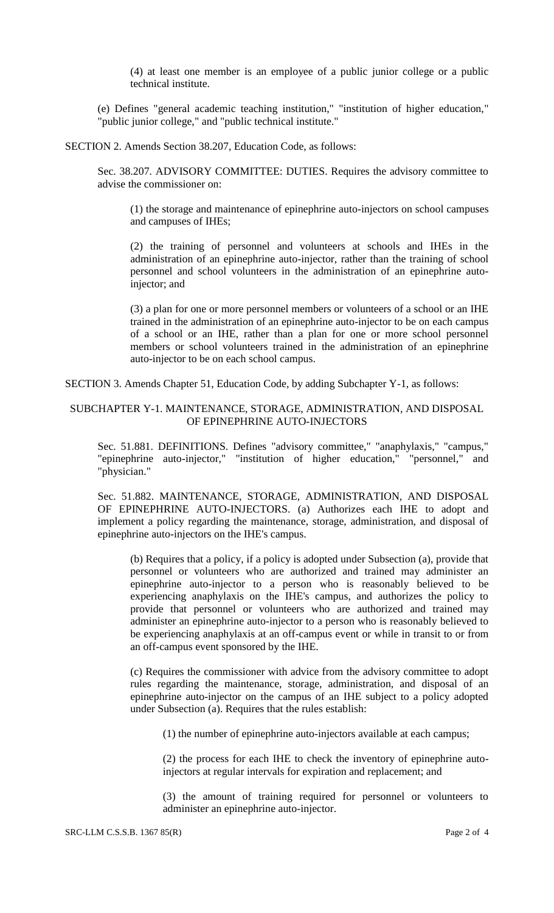(4) at least one member is an employee of a public junior college or a public technical institute.

(e) Defines "general academic teaching institution," "institution of higher education," "public junior college," and "public technical institute."

SECTION 2. Amends Section 38.207, Education Code, as follows:

Sec. 38.207. ADVISORY COMMITTEE: DUTIES. Requires the advisory committee to advise the commissioner on:

(1) the storage and maintenance of epinephrine auto-injectors on school campuses and campuses of IHEs;

(2) the training of personnel and volunteers at schools and IHEs in the administration of an epinephrine auto-injector, rather than the training of school personnel and school volunteers in the administration of an epinephrine auto-injector; and

(3) a plan for one or more personnel members or volunteers of a school or an IHE trained in the administration of an epinephrine auto-injector to be on each campus of a school or an IHE, rather than a plan for one or more school personnel members or school volunteers trained in the administration of an epinephrine auto-injector to be on each school campus.

SECTION 3. Amends Chapter 51, Education Code, by adding Subchapter Y-1, as follows:

SUBCHAPTER Y-1. MAINTENANCE, STORAGE, ADMINISTRATION, AND DISPOSAL OF EPINEPHRINE AUTO-INJECTORS

Sec. 51.881. DEFINITIONS. Defines "advisory committee," "anaphylaxis," "campus," "epinephrine auto-injector," "institution of higher education," "personnel," and "physician."

Sec. 51.882. MAINTENANCE, STORAGE, ADMINISTRATION, AND DISPOSAL OF EPINEPHRINE AUTO-INJECTORS. (a) Authorizes each IHE to adopt and implement a policy regarding the maintenance, storage, administration, and disposal of epinephrine auto-injectors on the IHE's campus.

(b) Requires that a policy, if a policy is adopted under Subsection (a), provide that personnel or volunteers who are authorized and trained may administer an epinephrine auto-injector to a person who is reasonably believed to be experiencing anaphylaxis on the IHE's campus, and authorizes the policy to provide that personnel or volunteers who are authorized and trained may administer an epinephrine auto-injector to a person who is reasonably believed to be experiencing anaphylaxis at an off-campus event or while in transit to or from an off-campus event sponsored by the IHE.

(c) Requires the commissioner with advice from the advisory committee to adopt rules regarding the maintenance, storage, administration, and disposal of an epinephrine auto-injector on the campus of an IHE subject to a policy adopted under Subsection (a). Requires that the rules establish:

(1) the number of epinephrine auto-injectors available at each campus;

(2) the process for each IHE to check the inventory of epinephrine auto-injectors at regular intervals for expiration and replacement; and

(3) the amount of training required for personnel or volunteers to administer an epinephrine auto-injector.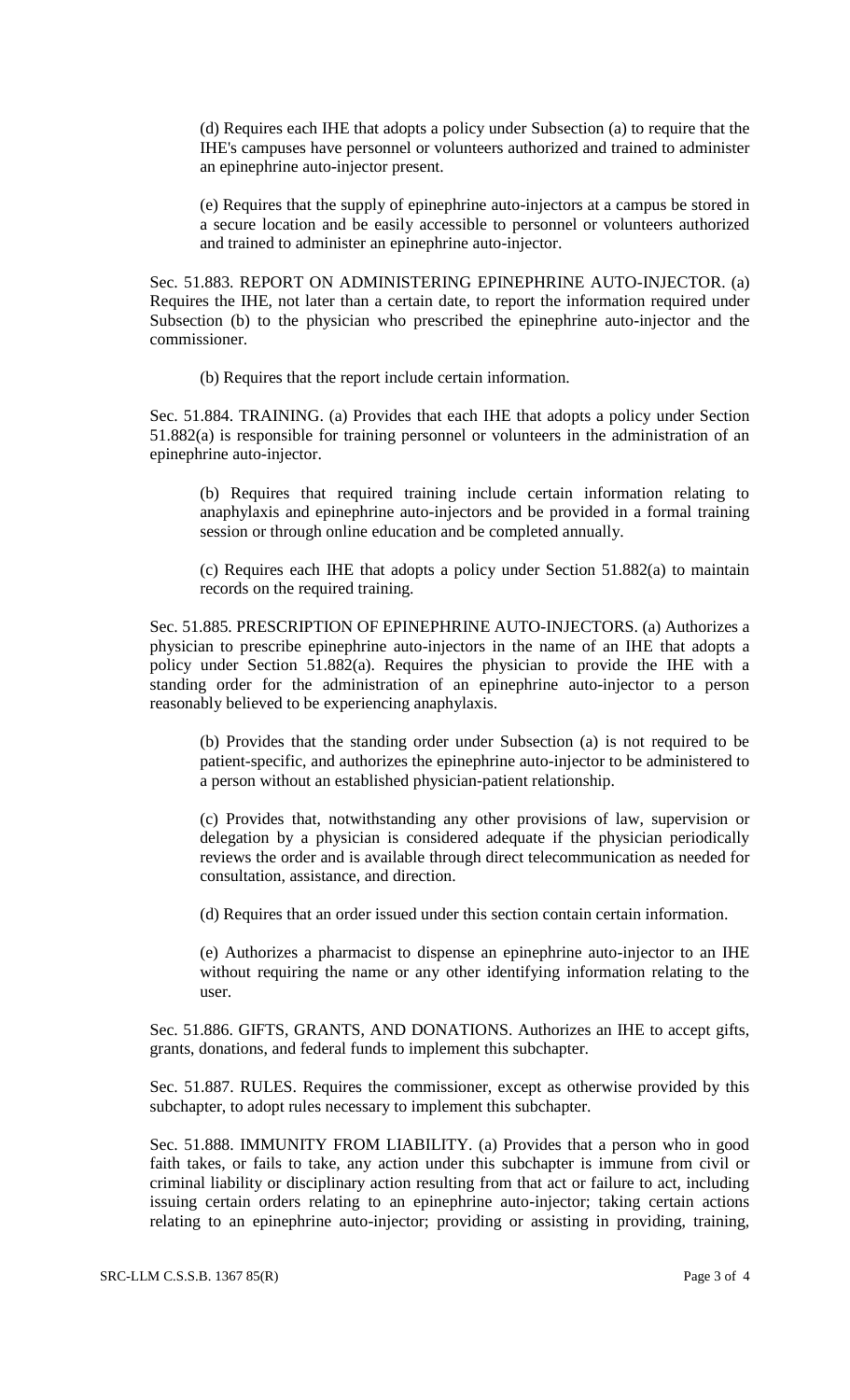(d) Requires each IHE that adopts a policy under Subsection (a) to require that the IHE's campuses have personnel or volunteers authorized and trained to administer an epinephrine auto-injector present.

(e) Requires that the supply of epinephrine auto-injectors at a campus be stored in a secure location and be easily accessible to personnel or volunteers authorized and trained to administer an epinephrine auto-injector.

Sec. 51.883. REPORT ON ADMINISTERING EPINEPHRINE AUTO-INJECTOR. (a) Requires the IHE, not later than a certain date, to report the information required under Subsection (b) to the physician who prescribed the epinephrine auto-injector and the commissioner.

(b) Requires that the report include certain information.

Sec. 51.884. TRAINING. (a) Provides that each IHE that adopts a policy under Section 51.882(a) is responsible for training personnel or volunteers in the administration of an epinephrine auto-injector.

(b) Requires that required training include certain information relating to anaphylaxis and epinephrine auto-injectors and be provided in a formal training session or through online education and be completed annually.

(c) Requires each IHE that adopts a policy under Section 51.882(a) to maintain records on the required training.

Sec. 51.885. PRESCRIPTION OF EPINEPHRINE AUTO-INJECTORS. (a) Authorizes a physician to prescribe epinephrine auto-injectors in the name of an IHE that adopts a policy under Section 51.882(a). Requires the physician to provide the IHE with a standing order for the administration of an epinephrine auto-injector to a person reasonably believed to be experiencing anaphylaxis.

(b) Provides that the standing order under Subsection (a) is not required to be patient-specific, and authorizes the epinephrine auto-injector to be administered to a person without an established physician-patient relationship.

(c) Provides that, notwithstanding any other provisions of law, supervision or delegation by a physician is considered adequate if the physician periodically reviews the order and is available through direct telecommunication as needed for consultation, assistance, and direction.

(d) Requires that an order issued under this section contain certain information.

(e) Authorizes a pharmacist to dispense an epinephrine auto-injector to an IHE without requiring the name or any other identifying information relating to the user.

Sec. 51.886. GIFTS, GRANTS, AND DONATIONS. Authorizes an IHE to accept gifts, grants, donations, and federal funds to implement this subchapter.

Sec. 51.887. RULES. Requires the commissioner, except as otherwise provided by this subchapter, to adopt rules necessary to implement this subchapter.

Sec. 51.888. IMMUNITY FROM LIABILITY. (a) Provides that a person who in good faith takes, or fails to take, any action under this subchapter is immune from civil or criminal liability or disciplinary action resulting from that act or failure to act, including issuing certain orders relating to an epinephrine auto-injector; taking certain actions relating to an epinephrine auto-injector; providing or assisting in providing, training,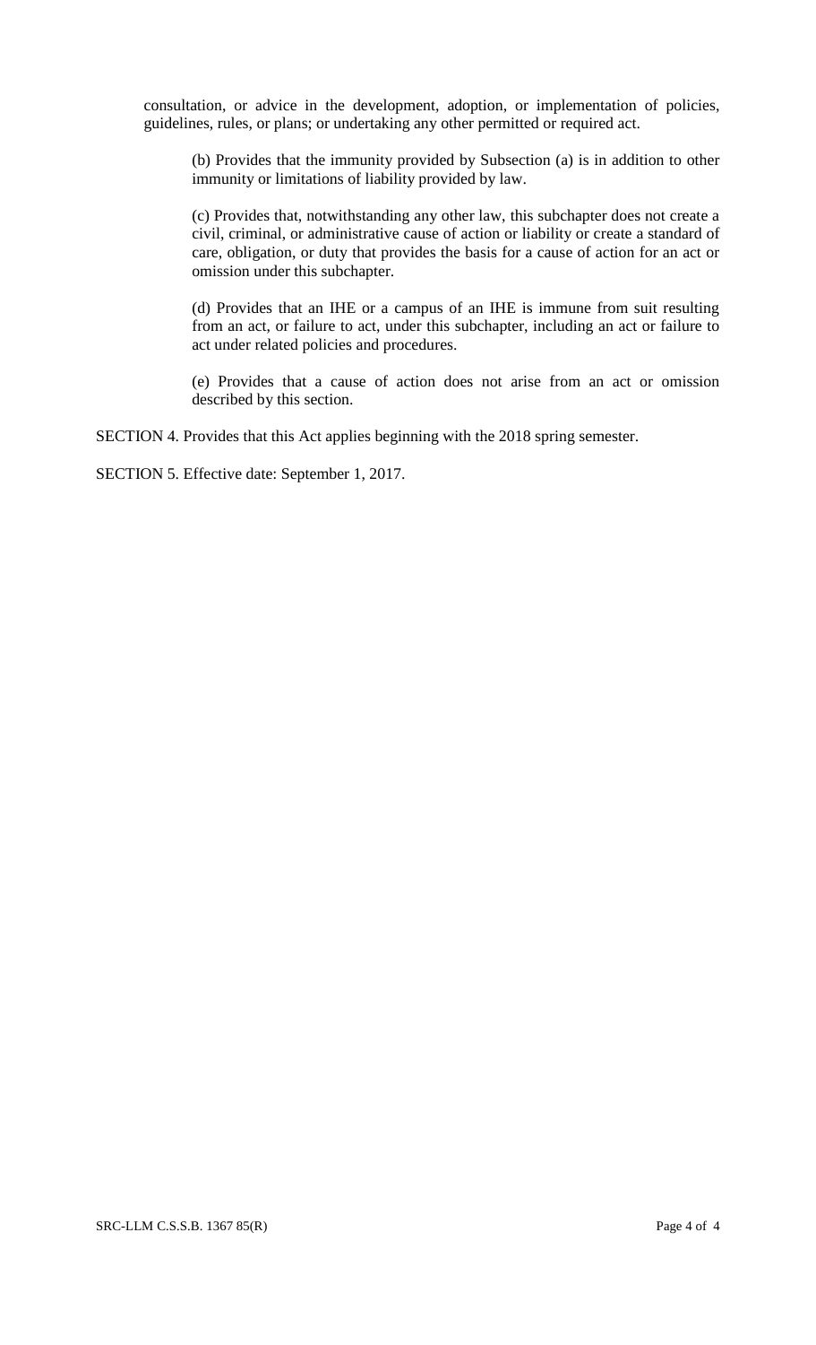consultation, or advice in the development, adoption, or implementation of policies, guidelines, rules, or plans; or undertaking any other permitted or required act.

(b) Provides that the immunity provided by Subsection (a) is in addition to other immunity or limitations of liability provided by law.

(c) Provides that, notwithstanding any other law, this subchapter does not create a civil, criminal, or administrative cause of action or liability or create a standard of care, obligation, or duty that provides the basis for a cause of action for an act or omission under this subchapter.

(d) Provides that an IHE or a campus of an IHE is immune from suit resulting from an act, or failure to act, under this subchapter, including an act or failure to act under related policies and procedures.

(e) Provides that a cause of action does not arise from an act or omission described by this section.

SECTION 4. Provides that this Act applies beginning with the 2018 spring semester.

SECTION 5. Effective date: September 1, 2017.